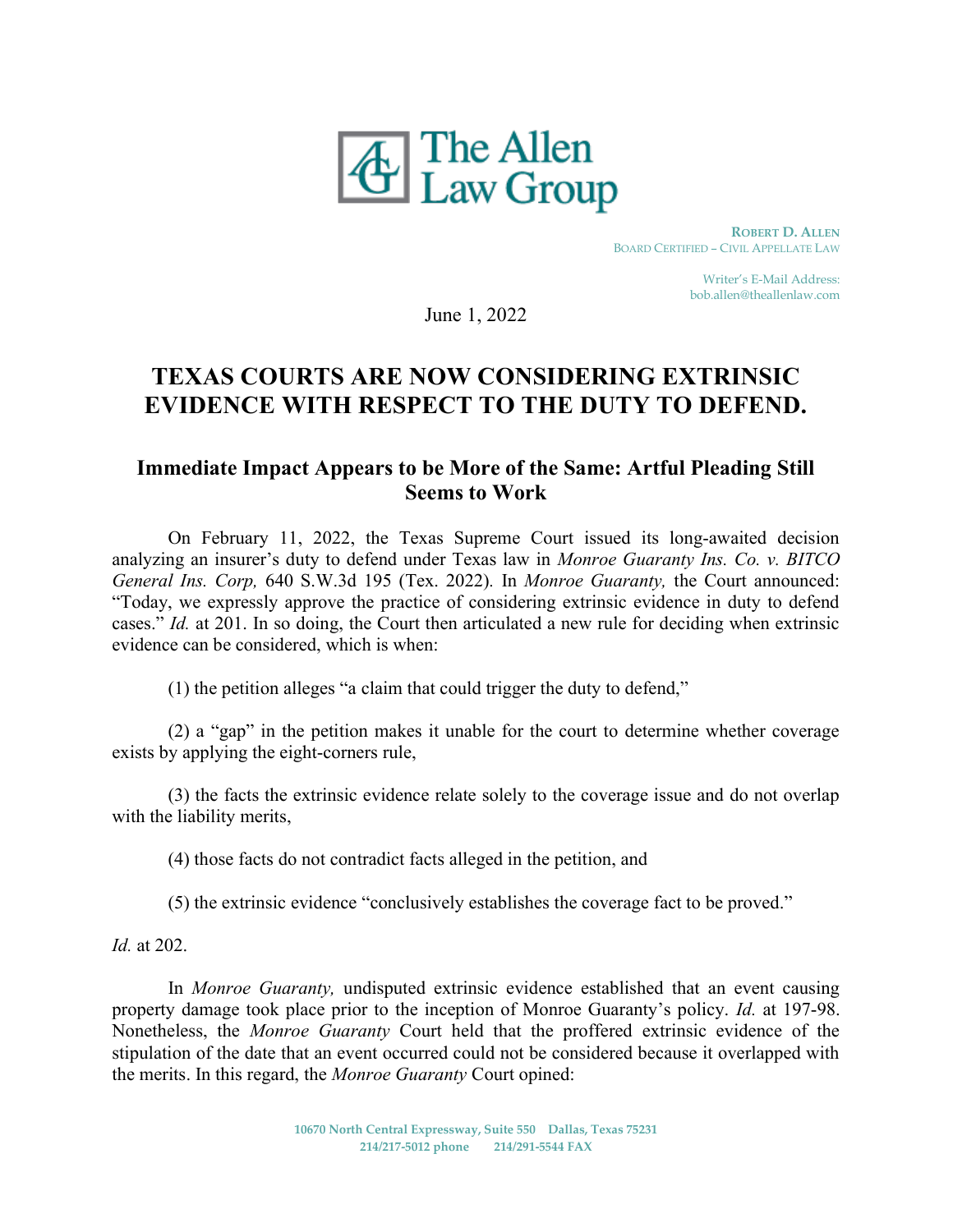The Allen Law Group

**ROBERT D. ALLEN**
BOARD CERTIFIED – CIVIL APPELLATE LAW

Writer's E-Mail Address:
bob.allen@theallenlaw.com

June 1, 2022

# TEXAS COURTS ARE NOW CONSIDERING EXTRINSIC EVIDENCE WITH RESPECT TO THE DUTY TO DEFEND.

## Immediate Impact Appears to be More of the Same: Artful Pleading Still Seems to Work

On February 11, 2022, the Texas Supreme Court issued its long-awaited decision analyzing an insurer's duty to defend under Texas law in *Monroe Guaranty Ins. Co. v. BITCO General Ins. Corp,* 640 S.W.3d 195 (Tex. 2022). In *Monroe Guaranty,* the Court announced: "Today, we expressly approve the practice of considering extrinsic evidence in duty to defend cases." *Id.* at 201. In so doing, the Court then articulated a new rule for deciding when extrinsic evidence can be considered, which is when:

(1) the petition alleges "a claim that could trigger the duty to defend,"

(2) a "gap" in the petition makes it unable for the court to determine whether coverage exists by applying the eight-corners rule,

(3) the facts the extrinsic evidence relate solely to the coverage issue and do not overlap with the liability merits,

(4) those facts do not contradict facts alleged in the petition, and

(5) the extrinsic evidence "conclusively establishes the coverage fact to be proved."

*Id.* at 202.

In *Monroe Guaranty,* undisputed extrinsic evidence established that an event causing property damage took place prior to the inception of Monroe Guaranty's policy. *Id.* at 197-98. Nonetheless, the *Monroe Guaranty* Court held that the proffered extrinsic evidence of the stipulation of the date that an event occurred could not be considered because it overlapped with the merits. In this regard, the *Monroe Guaranty* Court opined:

10670 North Central Expressway, Suite 550 Dallas, Texas 75231
214/217-5012 phone 214/291-5544 FAX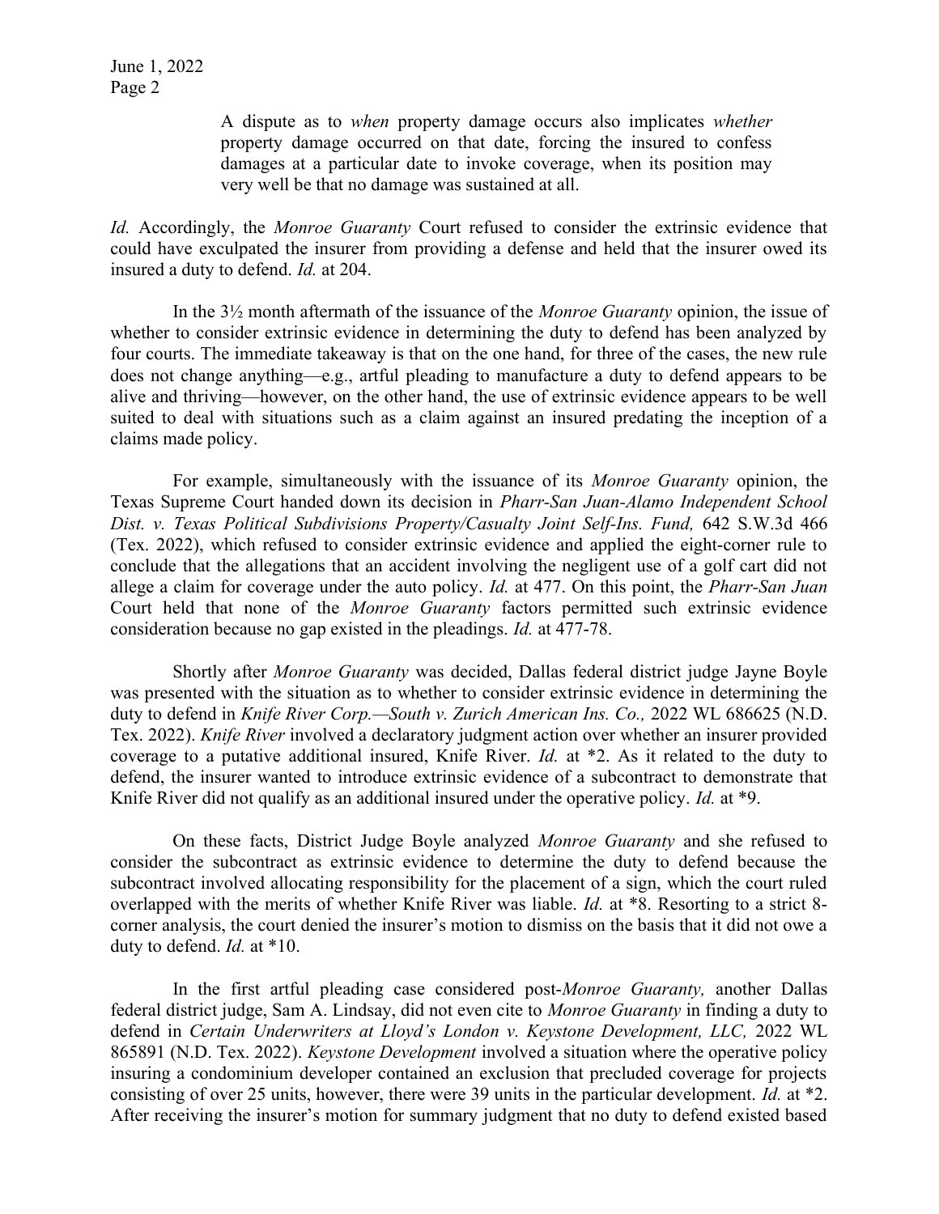> A dispute as to *when* property damage occurs also implicates *whether* property damage occurred on that date, forcing the insured to confess damages at a particular date to invoke coverage, when its position may very well be that no damage was sustained at all.

*Id.* Accordingly, the *Monroe Guaranty* Court refused to consider the extrinsic evidence that could have exculpated the insurer from providing a defense and held that the insurer owed its insured a duty to defend. *Id.* at 204.

In the 3½ month aftermath of the issuance of the *Monroe Guaranty* opinion, the issue of whether to consider extrinsic evidence in determining the duty to defend has been analyzed by four courts. The immediate takeaway is that on the one hand, for three of the cases, the new rule does not change anything—e.g., artful pleading to manufacture a duty to defend appears to be alive and thriving—however, on the other hand, the use of extrinsic evidence appears to be well suited to deal with situations such as a claim against an insured predating the inception of a claims made policy.

For example, simultaneously with the issuance of its *Monroe Guaranty* opinion, the Texas Supreme Court handed down its decision in *Pharr-San Juan-Alamo Independent School Dist. v. Texas Political Subdivisions Property/Casualty Joint Self-Ins. Fund,* 642 S.W.3d 466 (Tex. 2022), which refused to consider extrinsic evidence and applied the eight-corner rule to conclude that the allegations that an accident involving the negligent use of a golf cart did not allege a claim for coverage under the auto policy. *Id.* at 477. On this point, the *Pharr-San Juan* Court held that none of the *Monroe Guaranty* factors permitted such extrinsic evidence consideration because no gap existed in the pleadings. *Id.* at 477-78.

Shortly after *Monroe Guaranty* was decided, Dallas federal district judge Jayne Boyle was presented with the situation as to whether to consider extrinsic evidence in determining the duty to defend in *Knife River Corp.—South v. Zurich American Ins. Co.,* 2022 WL 686625 (N.D. Tex. 2022). *Knife River* involved a declaratory judgment action over whether an insurer provided coverage to a putative additional insured, Knife River. *Id.* at *2. As it related to the duty to defend, the insurer wanted to introduce extrinsic evidence of a subcontract to demonstrate that Knife River did not qualify as an additional insured under the operative policy. *Id.* at *9.

On these facts, District Judge Boyle analyzed *Monroe Guaranty* and she refused to consider the subcontract as extrinsic evidence to determine the duty to defend because the subcontract involved allocating responsibility for the placement of a sign, which the court ruled overlapped with the merits of whether Knife River was liable. *Id.* at *8. Resorting to a strict 8-corner analysis, the court denied the insurer's motion to dismiss on the basis that it did not owe a duty to defend. *Id.* at *10.

In the first artful pleading case considered post-*Monroe Guaranty,* another Dallas federal district judge, Sam A. Lindsay, did not even cite to *Monroe Guaranty* in finding a duty to defend in *Certain Underwriters at Lloyd's London v. Keystone Development, LLC,* 2022 WL 865891 (N.D. Tex. 2022). *Keystone Development* involved a situation where the operative policy insuring a condominium developer contained an exclusion that precluded coverage for projects consisting of over 25 units, however, there were 39 units in the particular development. *Id.* at *2. After receiving the insurer's motion for summary judgment that no duty to defend existed based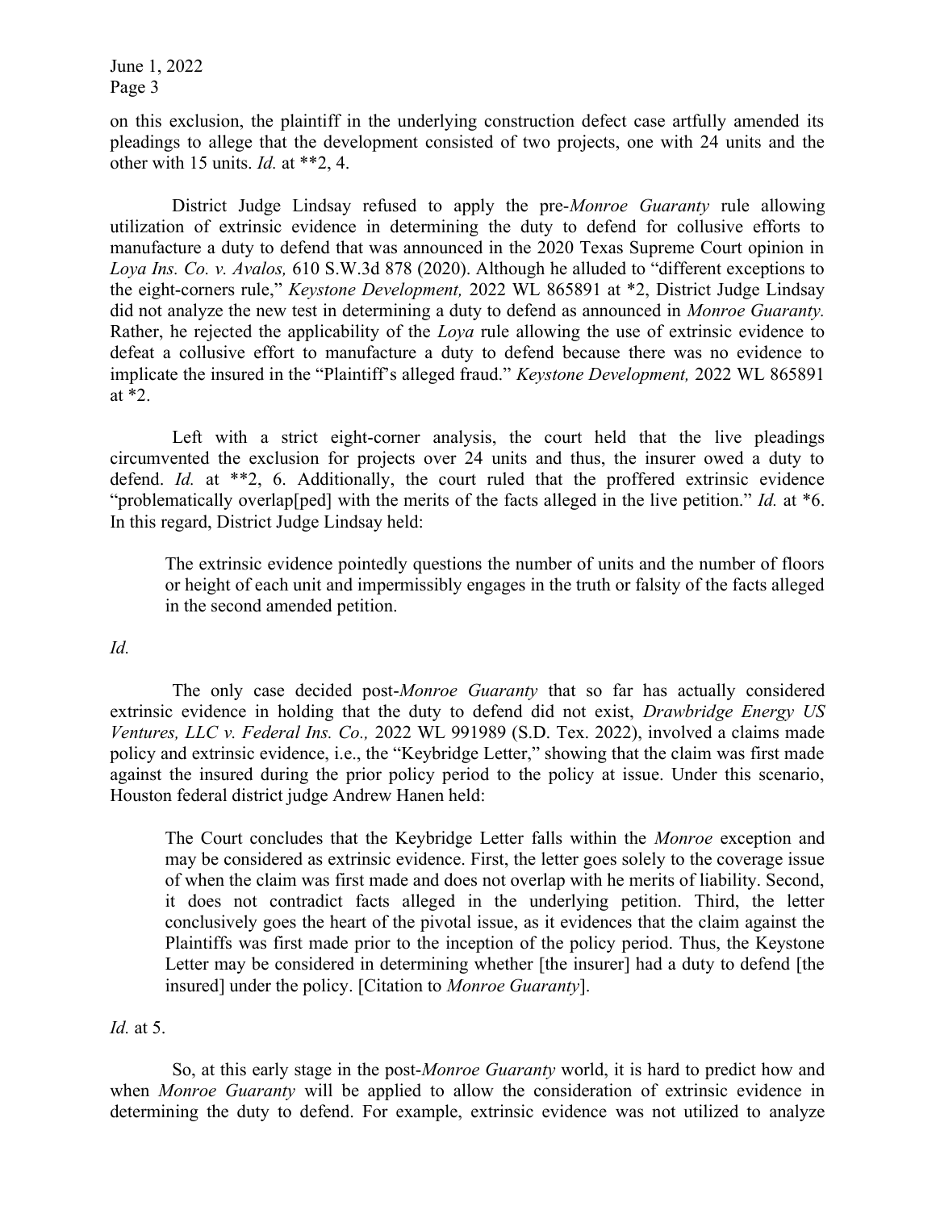on this exclusion, the plaintiff in the underlying construction defect case artfully amended its pleadings to allege that the development consisted of two projects, one with 24 units and the other with 15 units. *Id.* at **2, 4.

District Judge Lindsay refused to apply the pre-*Monroe Guaranty* rule allowing utilization of extrinsic evidence in determining the duty to defend for collusive efforts to manufacture a duty to defend that was announced in the 2020 Texas Supreme Court opinion in *Loya Ins. Co. v. Avalos,* 610 S.W.3d 878 (2020). Although he alluded to "different exceptions to the eight-corners rule," *Keystone Development,* 2022 WL 865891 at *2, District Judge Lindsay did not analyze the new test in determining a duty to defend as announced in *Monroe Guaranty.* Rather, he rejected the applicability of the *Loya* rule allowing the use of extrinsic evidence to defeat a collusive effort to manufacture a duty to defend because there was no evidence to implicate the insured in the "Plaintiff's alleged fraud." *Keystone Development,* 2022 WL 865891 at *2.

Left with a strict eight-corner analysis, the court held that the live pleadings circumvented the exclusion for projects over 24 units and thus, the insurer owed a duty to defend. *Id.* at **2, 6. Additionally, the court ruled that the proffered extrinsic evidence "problematically overlap[ped] with the merits of the facts alleged in the live petition." *Id.* at *6. In this regard, District Judge Lindsay held:

> The extrinsic evidence pointedly questions the number of units and the number of floors or height of each unit and impermissibly engages in the truth or falsity of the facts alleged in the second amended petition.

*Id.*

The only case decided post-*Monroe Guaranty* that so far has actually considered extrinsic evidence in holding that the duty to defend did not exist, *Drawbridge Energy US Ventures, LLC v. Federal Ins. Co.,* 2022 WL 991989 (S.D. Tex. 2022), involved a claims made policy and extrinsic evidence, i.e., the "Keybridge Letter," showing that the claim was first made against the insured during the prior policy period to the policy at issue. Under this scenario, Houston federal district judge Andrew Hanen held:

> The Court concludes that the Keybridge Letter falls within the *Monroe* exception and may be considered as extrinsic evidence. First, the letter goes solely to the coverage issue of when the claim was first made and does not overlap with he merits of liability. Second, it does not contradict facts alleged in the underlying petition. Third, the letter conclusively goes the heart of the pivotal issue, as it evidences that the claim against the Plaintiffs was first made prior to the inception of the policy period. Thus, the Keystone Letter may be considered in determining whether [the insurer] had a duty to defend [the insured] under the policy. [Citation to *Monroe Guaranty*].

*Id.* at 5.

So, at this early stage in the post-*Monroe Guaranty* world, it is hard to predict how and when *Monroe Guaranty* will be applied to allow the consideration of extrinsic evidence in determining the duty to defend. For example, extrinsic evidence was not utilized to analyze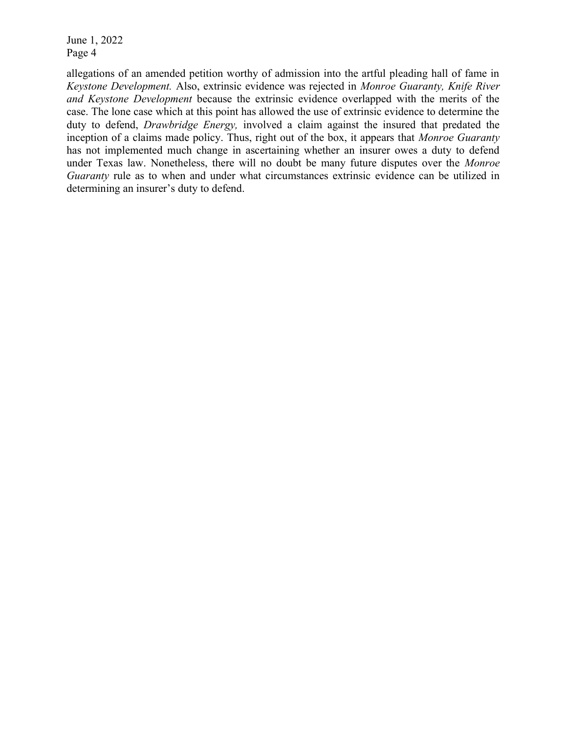allegations of an amended petition worthy of admission into the artful pleading hall of fame in *Keystone Development.* Also, extrinsic evidence was rejected in *Monroe Guaranty, Knife River and Keystone Development* because the extrinsic evidence overlapped with the merits of the case. The lone case which at this point has allowed the use of extrinsic evidence to determine the duty to defend, *Drawbridge Energy,* involved a claim against the insured that predated the inception of a claims made policy. Thus, right out of the box, it appears that *Monroe Guaranty* has not implemented much change in ascertaining whether an insurer owes a duty to defend under Texas law. Nonetheless, there will no doubt be many future disputes over the *Monroe Guaranty* rule as to when and under what circumstances extrinsic evidence can be utilized in determining an insurer's duty to defend.